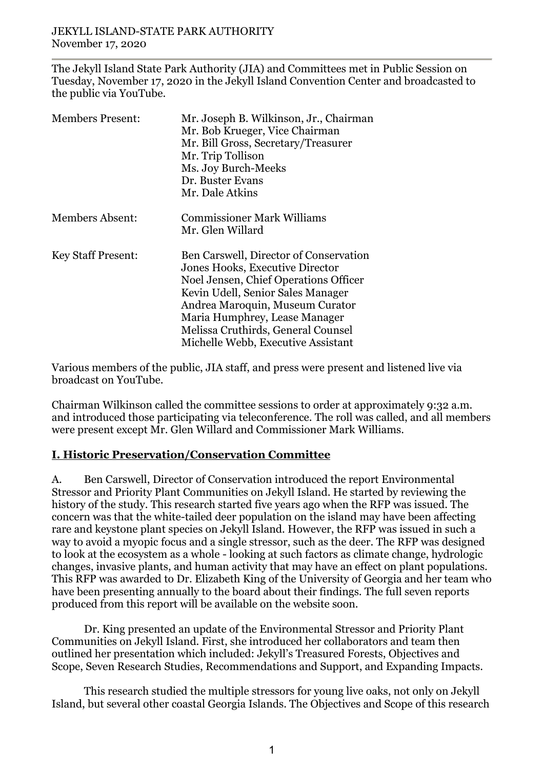JEKYLL ISLAND-STATE PARK AUTHORITY
November 17, 2020

The Jekyll Island State Park Authority (JIA) and Committees met in Public Session on Tuesday, November 17, 2020 in the Jekyll Island Convention Center and broadcasted to the public via YouTube.

| | |
|---|---|
| Members Present: | Mr. Joseph B. Wilkinson, Jr., Chairman<br>Mr. Bob Krueger, Vice Chairman<br>Mr. Bill Gross, Secretary/Treasurer<br>Mr. Trip Tollison<br>Ms. Joy Burch-Meeks<br>Dr. Buster Evans<br>Mr. Dale Atkins |
| Members Absent: | Commissioner Mark Williams<br>Mr. Glen Willard |
| Key Staff Present: | Ben Carswell, Director of Conservation<br>Jones Hooks, Executive Director<br>Noel Jensen, Chief Operations Officer<br>Kevin Udell, Senior Sales Manager<br>Andrea Maroquin, Museum Curator<br>Maria Humphrey, Lease Manager<br>Melissa Cruthirds, General Counsel<br>Michelle Webb, Executive Assistant |

Various members of the public, JIA staff, and press were present and listened live via broadcast on YouTube.

Chairman Wilkinson called the committee sessions to order at approximately 9:32 a.m. and introduced those participating via teleconference. The roll was called, and all members were present except Mr. Glen Willard and Commissioner Mark Williams.

## I. Historic Preservation/Conservation Committee

A. Ben Carswell, Director of Conservation introduced the report Environmental Stressor and Priority Plant Communities on Jekyll Island. He started by reviewing the history of the study. This research started five years ago when the RFP was issued. The concern was that the white-tailed deer population on the island may have been affecting rare and keystone plant species on Jekyll Island. However, the RFP was issued in such a way to avoid a myopic focus and a single stressor, such as the deer. The RFP was designed to look at the ecosystem as a whole - looking at such factors as climate change, hydrologic changes, invasive plants, and human activity that may have an effect on plant populations. This RFP was awarded to Dr. Elizabeth King of the University of Georgia and her team who have been presenting annually to the board about their findings. The full seven reports produced from this report will be available on the website soon.

Dr. King presented an update of the Environmental Stressor and Priority Plant Communities on Jekyll Island. First, she introduced her collaborators and team then outlined her presentation which included: Jekyll's Treasured Forests, Objectives and Scope, Seven Research Studies, Recommendations and Support, and Expanding Impacts.

This research studied the multiple stressors for young live oaks, not only on Jekyll Island, but several other coastal Georgia Islands. The Objectives and Scope of this research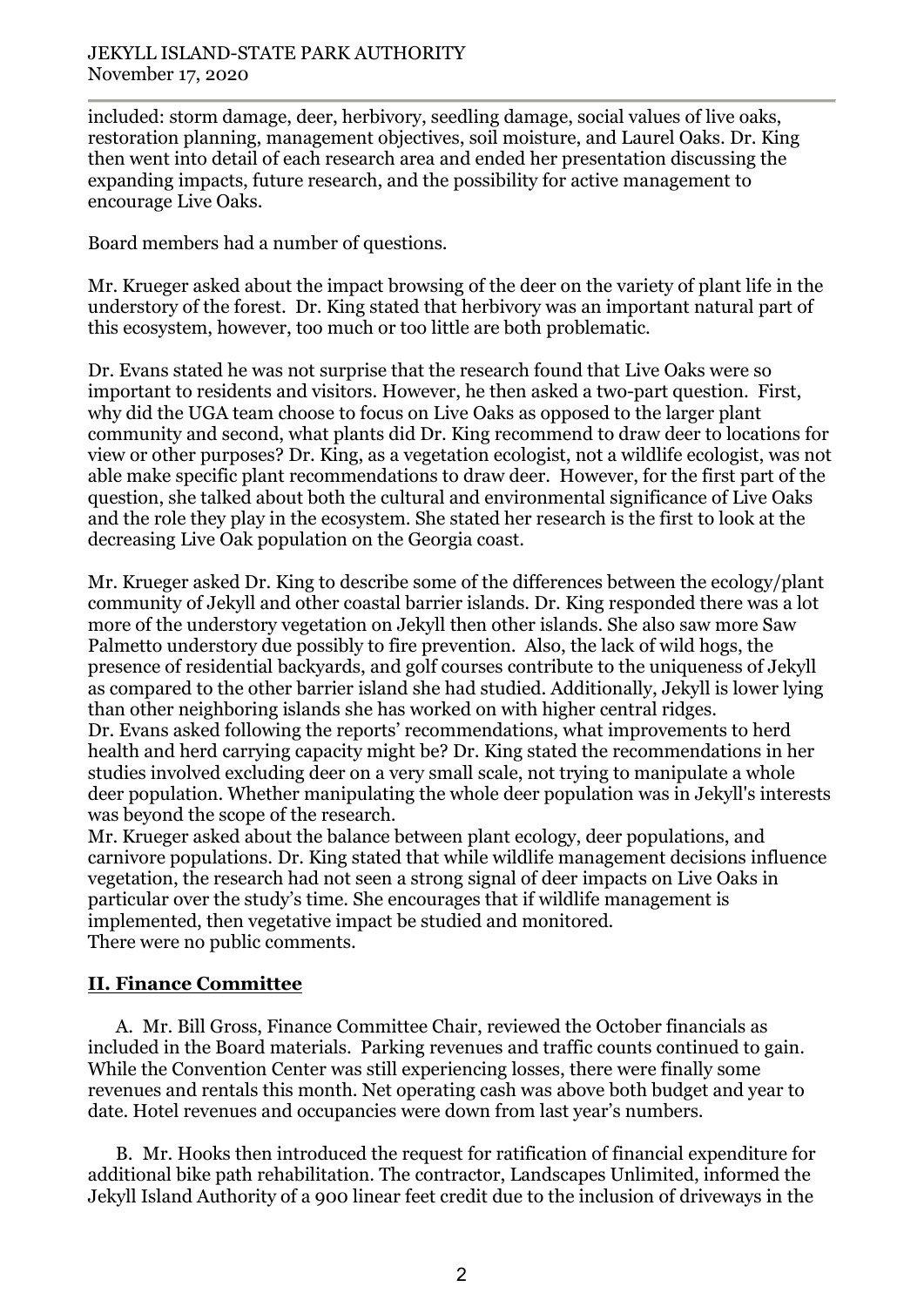included: storm damage, deer, herbivory, seedling damage, social values of live oaks, restoration planning, management objectives, soil moisture, and Laurel Oaks. Dr. King then went into detail of each research area and ended her presentation discussing the expanding impacts, future research, and the possibility for active management to encourage Live Oaks.

Board members had a number of questions.

Mr. Krueger asked about the impact browsing of the deer on the variety of plant life in the understory of the forest. Dr. King stated that herbivory was an important natural part of this ecosystem, however, too much or too little are both problematic.

Dr. Evans stated he was not surprise that the research found that Live Oaks were so important to residents and visitors. However, he then asked a two-part question. First, why did the UGA team choose to focus on Live Oaks as opposed to the larger plant community and second, what plants did Dr. King recommend to draw deer to locations for view or other purposes? Dr. King, as a vegetation ecologist, not a wildlife ecologist, was not able make specific plant recommendations to draw deer. However, for the first part of the question, she talked about both the cultural and environmental significance of Live Oaks and the role they play in the ecosystem. She stated her research is the first to look at the decreasing Live Oak population on the Georgia coast.

Mr. Krueger asked Dr. King to describe some of the differences between the ecology/plant community of Jekyll and other coastal barrier islands. Dr. King responded there was a lot more of the understory vegetation on Jekyll then other islands. She also saw more Saw Palmetto understory due possibly to fire prevention. Also, the lack of wild hogs, the presence of residential backyards, and golf courses contribute to the uniqueness of Jekyll as compared to the other barrier island she had studied. Additionally, Jekyll is lower lying than other neighboring islands she has worked on with higher central ridges.

Dr. Evans asked following the reports' recommendations, what improvements to herd health and herd carrying capacity might be? Dr. King stated the recommendations in her studies involved excluding deer on a very small scale, not trying to manipulate a whole deer population. Whether manipulating the whole deer population was in Jekyll's interests was beyond the scope of the research.

Mr. Krueger asked about the balance between plant ecology, deer populations, and carnivore populations. Dr. King stated that while wildlife management decisions influence vegetation, the research had not seen a strong signal of deer impacts on Live Oaks in particular over the study's time. She encourages that if wildlife management is implemented, then vegetative impact be studied and monitored.

There were no public comments.

## II. Finance Committee

A. Mr. Bill Gross, Finance Committee Chair, reviewed the October financials as included in the Board materials. Parking revenues and traffic counts continued to gain. While the Convention Center was still experiencing losses, there were finally some revenues and rentals this month. Net operating cash was above both budget and year to date. Hotel revenues and occupancies were down from last year's numbers.

B. Mr. Hooks then introduced the request for ratification of financial expenditure for additional bike path rehabilitation. The contractor, Landscapes Unlimited, informed the Jekyll Island Authority of a 900 linear feet credit due to the inclusion of driveways in the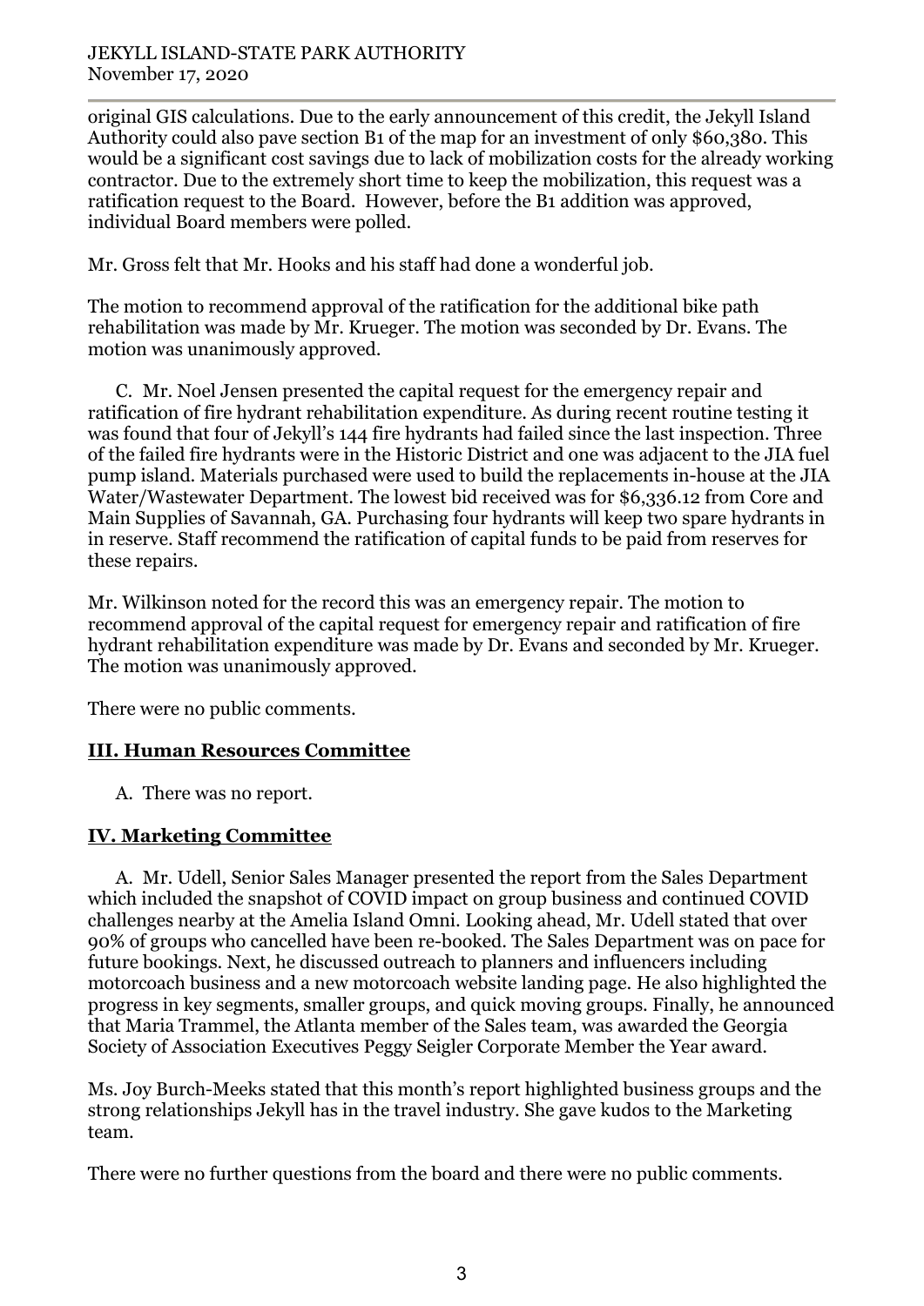original GIS calculations. Due to the early announcement of this credit, the Jekyll Island Authority could also pave section B1 of the map for an investment of only $60,380. This would be a significant cost savings due to lack of mobilization costs for the already working contractor. Due to the extremely short time to keep the mobilization, this request was a ratification request to the Board. However, before the B1 addition was approved, individual Board members were polled.

Mr. Gross felt that Mr. Hooks and his staff had done a wonderful job.

The motion to recommend approval of the ratification for the additional bike path rehabilitation was made by Mr. Krueger. The motion was seconded by Dr. Evans. The motion was unanimously approved.

C. Mr. Noel Jensen presented the capital request for the emergency repair and ratification of fire hydrant rehabilitation expenditure. As during recent routine testing it was found that four of Jekyll's 144 fire hydrants had failed since the last inspection. Three of the failed fire hydrants were in the Historic District and one was adjacent to the JIA fuel pump island. Materials purchased were used to build the replacements in-house at the JIA Water/Wastewater Department. The lowest bid received was for $6,336.12 from Core and Main Supplies of Savannah, GA. Purchasing four hydrants will keep two spare hydrants in in reserve. Staff recommend the ratification of capital funds to be paid from reserves for these repairs.

Mr. Wilkinson noted for the record this was an emergency repair. The motion to recommend approval of the capital request for emergency repair and ratification of fire hydrant rehabilitation expenditure was made by Dr. Evans and seconded by Mr. Krueger. The motion was unanimously approved.

There were no public comments.

## III. Human Resources Committee

A. There was no report.

## IV. Marketing Committee

A. Mr. Udell, Senior Sales Manager presented the report from the Sales Department which included the snapshot of COVID impact on group business and continued COVID challenges nearby at the Amelia Island Omni. Looking ahead, Mr. Udell stated that over 90% of groups who cancelled have been re-booked. The Sales Department was on pace for future bookings. Next, he discussed outreach to planners and influencers including motorcoach business and a new motorcoach website landing page. He also highlighted the progress in key segments, smaller groups, and quick moving groups. Finally, he announced that Maria Trammel, the Atlanta member of the Sales team, was awarded the Georgia Society of Association Executives Peggy Seigler Corporate Member the Year award.

Ms. Joy Burch-Meeks stated that this month's report highlighted business groups and the strong relationships Jekyll has in the travel industry. She gave kudos to the Marketing team.

There were no further questions from the board and there were no public comments.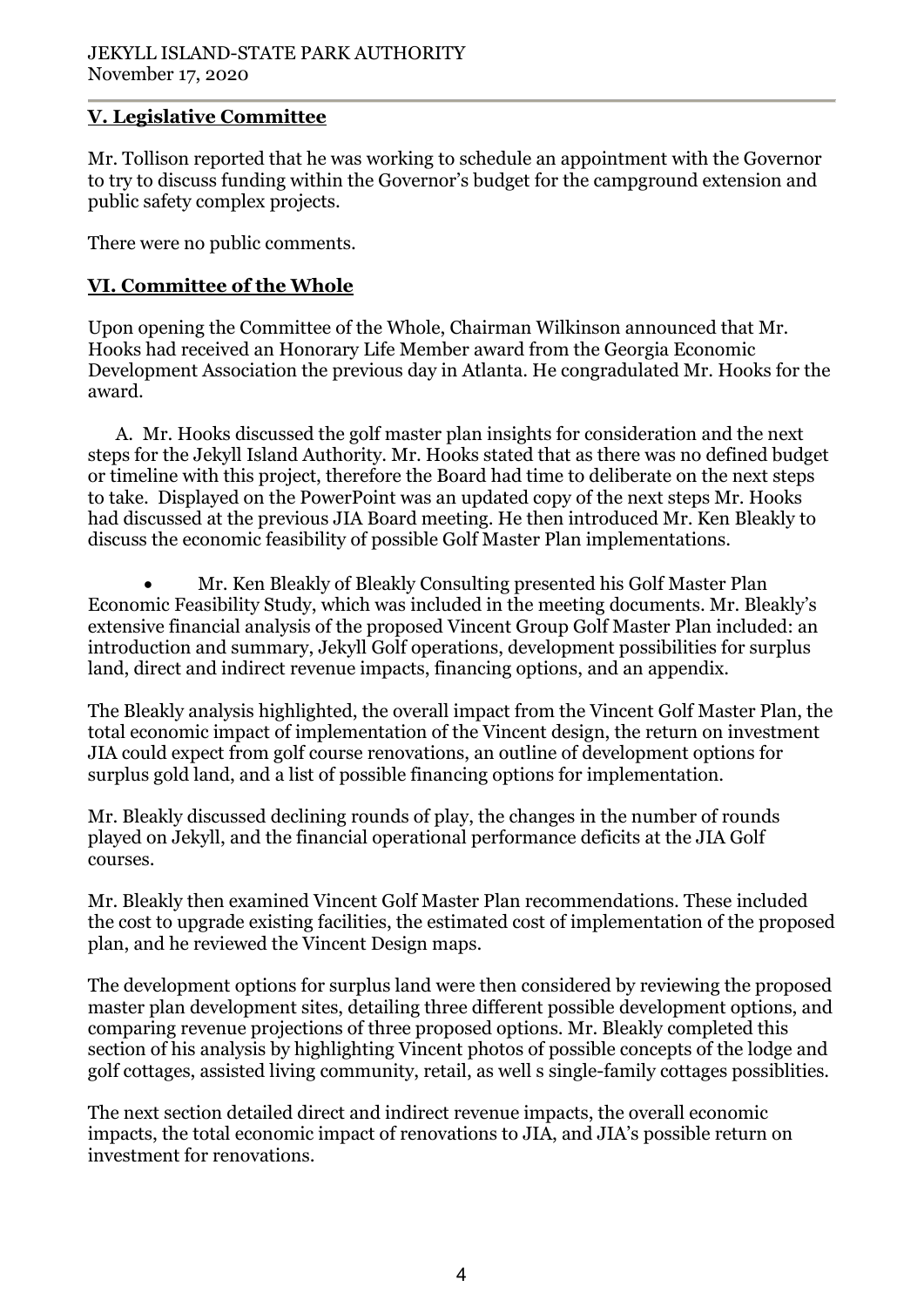## V. Legislative Committee

Mr. Tollison reported that he was working to schedule an appointment with the Governor to try to discuss funding within the Governor's budget for the campground extension and public safety complex projects.

There were no public comments.

## VI. Committee of the Whole

Upon opening the Committee of the Whole, Chairman Wilkinson announced that Mr. Hooks had received an Honorary Life Member award from the Georgia Economic Development Association the previous day in Atlanta. He congradulated Mr. Hooks for the award.

A. Mr. Hooks discussed the golf master plan insights for consideration and the next steps for the Jekyll Island Authority. Mr. Hooks stated that as there was no defined budget or timeline with this project, therefore the Board had time to deliberate on the next steps to take. Displayed on the PowerPoint was an updated copy of the next steps Mr. Hooks had discussed at the previous JIA Board meeting. He then introduced Mr. Ken Bleakly to discuss the economic feasibility of possible Golf Master Plan implementations.

- Mr. Ken Bleakly of Bleakly Consulting presented his Golf Master Plan Economic Feasibility Study, which was included in the meeting documents. Mr. Bleakly's extensive financial analysis of the proposed Vincent Group Golf Master Plan included: an introduction and summary, Jekyll Golf operations, development possibilities for surplus land, direct and indirect revenue impacts, financing options, and an appendix.

The Bleakly analysis highlighted, the overall impact from the Vincent Golf Master Plan, the total economic impact of implementation of the Vincent design, the return on investment JIA could expect from golf course renovations, an outline of development options for surplus gold land, and a list of possible financing options for implementation.

Mr. Bleakly discussed declining rounds of play, the changes in the number of rounds played on Jekyll, and the financial operational performance deficits at the JIA Golf courses.

Mr. Bleakly then examined Vincent Golf Master Plan recommendations. These included the cost to upgrade existing facilities, the estimated cost of implementation of the proposed plan, and he reviewed the Vincent Design maps.

The development options for surplus land were then considered by reviewing the proposed master plan development sites, detailing three different possible development options, and comparing revenue projections of three proposed options. Mr. Bleakly completed this section of his analysis by highlighting Vincent photos of possible concepts of the lodge and golf cottages, assisted living community, retail, as well s single-family cottages possiblities.

The next section detailed direct and indirect revenue impacts, the overall economic impacts, the total economic impact of renovations to JIA, and JIA's possible return on investment for renovations.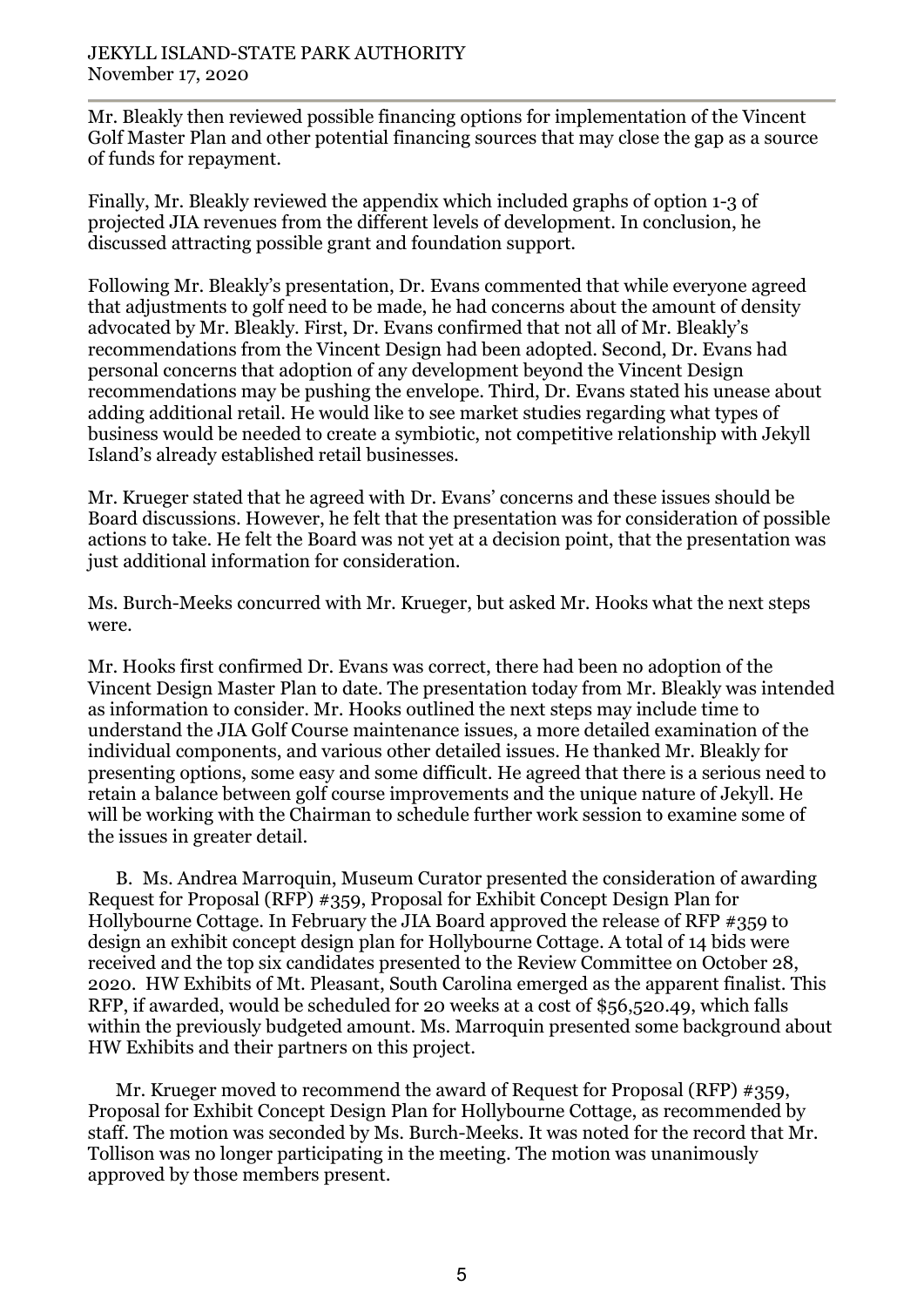Mr. Bleakly then reviewed possible financing options for implementation of the Vincent Golf Master Plan and other potential financing sources that may close the gap as a source of funds for repayment.

Finally, Mr. Bleakly reviewed the appendix which included graphs of option 1-3 of projected JIA revenues from the different levels of development. In conclusion, he discussed attracting possible grant and foundation support.

Following Mr. Bleakly's presentation, Dr. Evans commented that while everyone agreed that adjustments to golf need to be made, he had concerns about the amount of density advocated by Mr. Bleakly. First, Dr. Evans confirmed that not all of Mr. Bleakly's recommendations from the Vincent Design had been adopted. Second, Dr. Evans had personal concerns that adoption of any development beyond the Vincent Design recommendations may be pushing the envelope. Third, Dr. Evans stated his unease about adding additional retail. He would like to see market studies regarding what types of business would be needed to create a symbiotic, not competitive relationship with Jekyll Island's already established retail businesses.

Mr. Krueger stated that he agreed with Dr. Evans' concerns and these issues should be Board discussions. However, he felt that the presentation was for consideration of possible actions to take. He felt the Board was not yet at a decision point, that the presentation was just additional information for consideration.

Ms. Burch-Meeks concurred with Mr. Krueger, but asked Mr. Hooks what the next steps were.

Mr. Hooks first confirmed Dr. Evans was correct, there had been no adoption of the Vincent Design Master Plan to date. The presentation today from Mr. Bleakly was intended as information to consider. Mr. Hooks outlined the next steps may include time to understand the JIA Golf Course maintenance issues, a more detailed examination of the individual components, and various other detailed issues. He thanked Mr. Bleakly for presenting options, some easy and some difficult. He agreed that there is a serious need to retain a balance between golf course improvements and the unique nature of Jekyll. He will be working with the Chairman to schedule further work session to examine some of the issues in greater detail.

B. Ms. Andrea Marroquin, Museum Curator presented the consideration of awarding Request for Proposal (RFP) #359, Proposal for Exhibit Concept Design Plan for Hollybourne Cottage. In February the JIA Board approved the release of RFP #359 to design an exhibit concept design plan for Hollybourne Cottage. A total of 14 bids were received and the top six candidates presented to the Review Committee on October 28, 2020. HW Exhibits of Mt. Pleasant, South Carolina emerged as the apparent finalist. This RFP, if awarded, would be scheduled for 20 weeks at a cost of $56,520.49, which falls within the previously budgeted amount. Ms. Marroquin presented some background about HW Exhibits and their partners on this project.

Mr. Krueger moved to recommend the award of Request for Proposal (RFP) #359, Proposal for Exhibit Concept Design Plan for Hollybourne Cottage, as recommended by staff. The motion was seconded by Ms. Burch-Meeks. It was noted for the record that Mr. Tollison was no longer participating in the meeting. The motion was unanimously approved by those members present.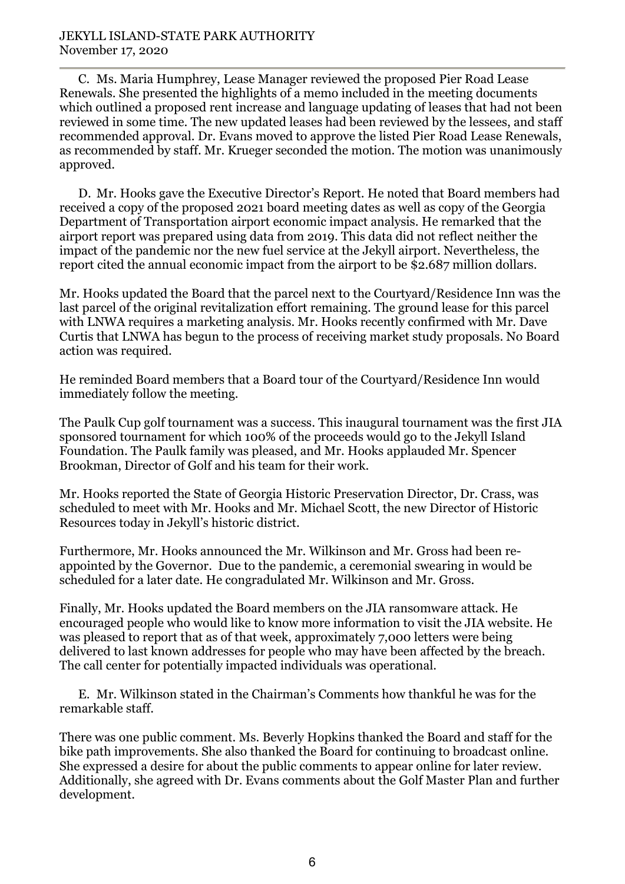C. Ms. Maria Humphrey, Lease Manager reviewed the proposed Pier Road Lease Renewals. She presented the highlights of a memo included in the meeting documents which outlined a proposed rent increase and language updating of leases that had not been reviewed in some time. The new updated leases had been reviewed by the lessees, and staff recommended approval. Dr. Evans moved to approve the listed Pier Road Lease Renewals, as recommended by staff. Mr. Krueger seconded the motion. The motion was unanimously approved.

D. Mr. Hooks gave the Executive Director's Report. He noted that Board members had received a copy of the proposed 2021 board meeting dates as well as copy of the Georgia Department of Transportation airport economic impact analysis. He remarked that the airport report was prepared using data from 2019. This data did not reflect neither the impact of the pandemic nor the new fuel service at the Jekyll airport. Nevertheless, the report cited the annual economic impact from the airport to be $2.687 million dollars.

Mr. Hooks updated the Board that the parcel next to the Courtyard/Residence Inn was the last parcel of the original revitalization effort remaining. The ground lease for this parcel with LNWA requires a marketing analysis. Mr. Hooks recently confirmed with Mr. Dave Curtis that LNWA has begun to the process of receiving market study proposals. No Board action was required.

He reminded Board members that a Board tour of the Courtyard/Residence Inn would immediately follow the meeting.

The Paulk Cup golf tournament was a success. This inaugural tournament was the first JIA sponsored tournament for which 100% of the proceeds would go to the Jekyll Island Foundation. The Paulk family was pleased, and Mr. Hooks applauded Mr. Spencer Brookman, Director of Golf and his team for their work.

Mr. Hooks reported the State of Georgia Historic Preservation Director, Dr. Crass, was scheduled to meet with Mr. Hooks and Mr. Michael Scott, the new Director of Historic Resources today in Jekyll's historic district.

Furthermore, Mr. Hooks announced the Mr. Wilkinson and Mr. Gross had been re-appointed by the Governor. Due to the pandemic, a ceremonial swearing in would be scheduled for a later date. He congradulated Mr. Wilkinson and Mr. Gross.

Finally, Mr. Hooks updated the Board members on the JIA ransomware attack. He encouraged people who would like to know more information to visit the JIA website. He was pleased to report that as of that week, approximately 7,000 letters were being delivered to last known addresses for people who may have been affected by the breach. The call center for potentially impacted individuals was operational.

E. Mr. Wilkinson stated in the Chairman's Comments how thankful he was for the remarkable staff.

There was one public comment. Ms. Beverly Hopkins thanked the Board and staff for the bike path improvements. She also thanked the Board for continuing to broadcast online. She expressed a desire for about the public comments to appear online for later review. Additionally, she agreed with Dr. Evans comments about the Golf Master Plan and further development.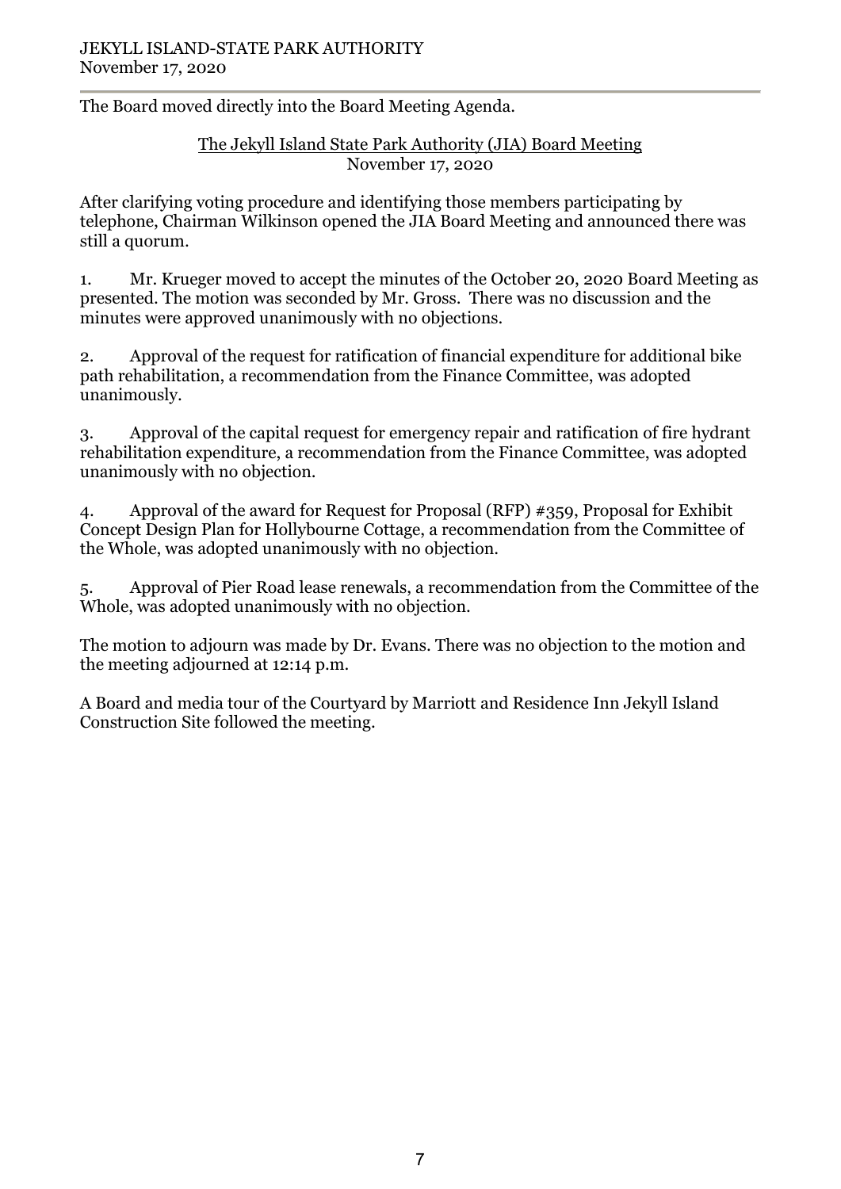The Board moved directly into the Board Meeting Agenda.

<u>The Jekyll Island State Park Authority (JIA) Board Meeting</u>
November 17, 2020

After clarifying voting procedure and identifying those members participating by telephone, Chairman Wilkinson opened the JIA Board Meeting and announced there was still a quorum.

1. Mr. Krueger moved to accept the minutes of the October 20, 2020 Board Meeting as presented. The motion was seconded by Mr. Gross. There was no discussion and the minutes were approved unanimously with no objections.

2. Approval of the request for ratification of financial expenditure for additional bike path rehabilitation, a recommendation from the Finance Committee, was adopted unanimously.

3. Approval of the capital request for emergency repair and ratification of fire hydrant rehabilitation expenditure, a recommendation from the Finance Committee, was adopted unanimously with no objection.

4. Approval of the award for Request for Proposal (RFP) #359, Proposal for Exhibit Concept Design Plan for Hollybourne Cottage, a recommendation from the Committee of the Whole, was adopted unanimously with no objection.

5. Approval of Pier Road lease renewals, a recommendation from the Committee of the Whole, was adopted unanimously with no objection.

The motion to adjourn was made by Dr. Evans. There was no objection to the motion and the meeting adjourned at 12:14 p.m.

A Board and media tour of the Courtyard by Marriott and Residence Inn Jekyll Island Construction Site followed the meeting.